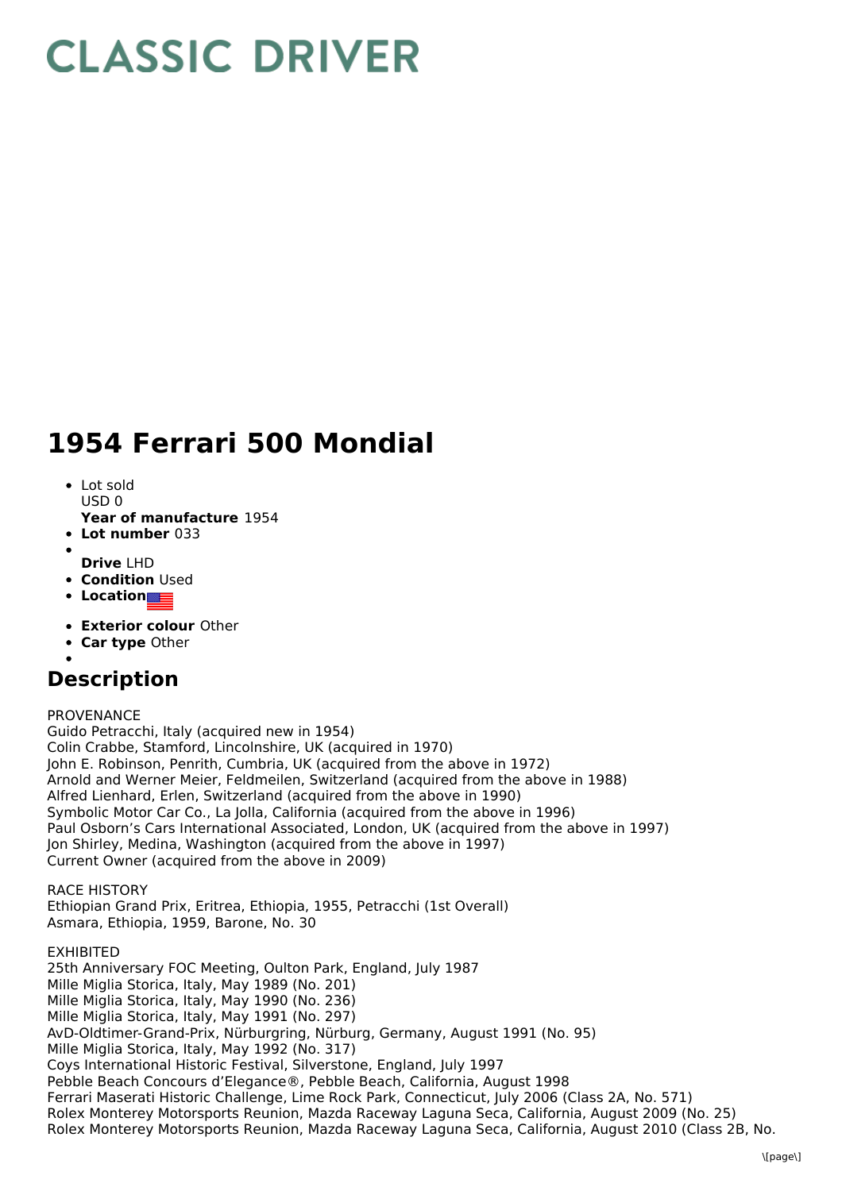# CLASSIC DRIVER

# 1954 Ferrari 500 Mondial

- Lot sold
  USD 0
  **Year of manufacture** 1954
- **Lot number** 033
- 
  **Drive** LHD
- **Condition** Used
- **Location**
- **Exterior colour** Other
- **Car type** Other
- 

## Description

PROVENANCE
Guido Petracchi, Italy (acquired new in 1954)
Colin Crabbe, Stamford, Lincolnshire, UK (acquired in 1970)
John E. Robinson, Penrith, Cumbria, UK (acquired from the above in 1972)
Arnold and Werner Meier, Feldmeilen, Switzerland (acquired from the above in 1988)
Alfred Lienhard, Erlen, Switzerland (acquired from the above in 1990)
Symbolic Motor Car Co., La Jolla, California (acquired from the above in 1996)
Paul Osborn's Cars International Associated, London, UK (acquired from the above in 1997)
Jon Shirley, Medina, Washington (acquired from the above in 1997)
Current Owner (acquired from the above in 2009)

RACE HISTORY
Ethiopian Grand Prix, Eritrea, Ethiopia, 1955, Petracchi (1st Overall)
Asmara, Ethiopia, 1959, Barone, No. 30

EXHIBITED
25th Anniversary FOC Meeting, Oulton Park, England, July 1987
Mille Miglia Storica, Italy, May 1989 (No. 201)
Mille Miglia Storica, Italy, May 1990 (No. 236)
Mille Miglia Storica, Italy, May 1991 (No. 297)
AvD-Oldtimer-Grand-Prix, Nürburgring, Nürburg, Germany, August 1991 (No. 95)
Mille Miglia Storica, Italy, May 1992 (No. 317)
Coys International Historic Festival, Silverstone, England, July 1997
Pebble Beach Concours d'Elegance®, Pebble Beach, California, August 1998
Ferrari Maserati Historic Challenge, Lime Rock Park, Connecticut, July 2006 (Class 2A, No. 571)
Rolex Monterey Motorsports Reunion, Mazda Raceway Laguna Seca, California, August 2009 (No. 25)
Rolex Monterey Motorsports Reunion, Mazda Raceway Laguna Seca, California, August 2010 (Class 2B, No.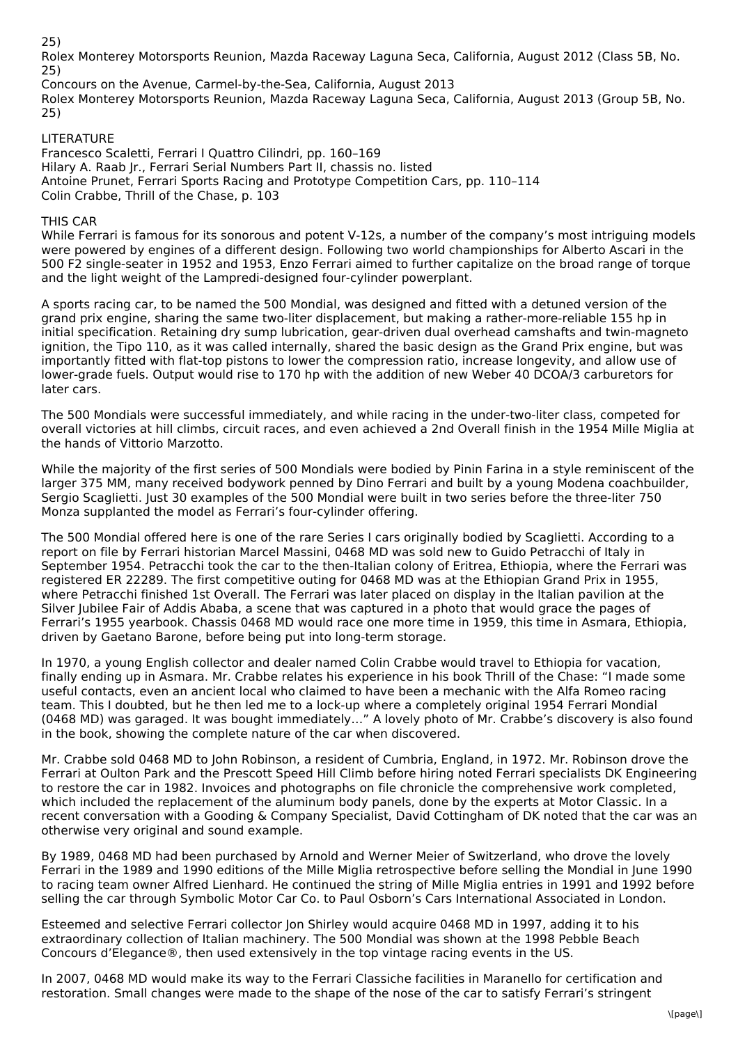25)
Rolex Monterey Motorsports Reunion, Mazda Raceway Laguna Seca, California, August 2012 (Class 5B, No. 25)
Concours on the Avenue, Carmel-by-the-Sea, California, August 2013
Rolex Monterey Motorsports Reunion, Mazda Raceway Laguna Seca, California, August 2013 (Group 5B, No. 25)

LITERATURE
Francesco Scaletti, Ferrari I Quattro Cilindri, pp. 160–169
Hilary A. Raab Jr., Ferrari Serial Numbers Part II, chassis no. listed
Antoine Prunet, Ferrari Sports Racing and Prototype Competition Cars, pp. 110–114
Colin Crabbe, Thrill of the Chase, p. 103

THIS CAR
While Ferrari is famous for its sonorous and potent V-12s, a number of the company's most intriguing models were powered by engines of a different design. Following two world championships for Alberto Ascari in the 500 F2 single-seater in 1952 and 1953, Enzo Ferrari aimed to further capitalize on the broad range of torque and the light weight of the Lampredi-designed four-cylinder powerplant.

A sports racing car, to be named the 500 Mondial, was designed and fitted with a detuned version of the grand prix engine, sharing the same two-liter displacement, but making a rather-more-reliable 155 hp in initial specification. Retaining dry sump lubrication, gear-driven dual overhead camshafts and twin-magneto ignition, the Tipo 110, as it was called internally, shared the basic design as the Grand Prix engine, but was importantly fitted with flat-top pistons to lower the compression ratio, increase longevity, and allow use of lower-grade fuels. Output would rise to 170 hp with the addition of new Weber 40 DCOA/3 carburetors for later cars.

The 500 Mondials were successful immediately, and while racing in the under-two-liter class, competed for overall victories at hill climbs, circuit races, and even achieved a 2nd Overall finish in the 1954 Mille Miglia at the hands of Vittorio Marzotto.

While the majority of the first series of 500 Mondials were bodied by Pinin Farina in a style reminiscent of the larger 375 MM, many received bodywork penned by Dino Ferrari and built by a young Modena coachbuilder, Sergio Scaglietti. Just 30 examples of the 500 Mondial were built in two series before the three-liter 750 Monza supplanted the model as Ferrari's four-cylinder offering.

The 500 Mondial offered here is one of the rare Series I cars originally bodied by Scaglietti. According to a report on file by Ferrari historian Marcel Massini, 0468 MD was sold new to Guido Petracchi of Italy in September 1954. Petracchi took the car to the then-Italian colony of Eritrea, Ethiopia, where the Ferrari was registered ER 22289. The first competitive outing for 0468 MD was at the Ethiopian Grand Prix in 1955, where Petracchi finished 1st Overall. The Ferrari was later placed on display in the Italian pavilion at the Silver Jubilee Fair of Addis Ababa, a scene that was captured in a photo that would grace the pages of Ferrari's 1955 yearbook. Chassis 0468 MD would race one more time in 1959, this time in Asmara, Ethiopia, driven by Gaetano Barone, before being put into long-term storage.

In 1970, a young English collector and dealer named Colin Crabbe would travel to Ethiopia for vacation, finally ending up in Asmara. Mr. Crabbe relates his experience in his book Thrill of the Chase: "I made some useful contacts, even an ancient local who claimed to have been a mechanic with the Alfa Romeo racing team. This I doubted, but he then led me to a lock-up where a completely original 1954 Ferrari Mondial (0468 MD) was garaged. It was bought immediately…" A lovely photo of Mr. Crabbe's discovery is also found in the book, showing the complete nature of the car when discovered.

Mr. Crabbe sold 0468 MD to John Robinson, a resident of Cumbria, England, in 1972. Mr. Robinson drove the Ferrari at Oulton Park and the Prescott Speed Hill Climb before hiring noted Ferrari specialists DK Engineering to restore the car in 1982. Invoices and photographs on file chronicle the comprehensive work completed, which included the replacement of the aluminum body panels, done by the experts at Motor Classic. In a recent conversation with a Gooding & Company Specialist, David Cottingham of DK noted that the car was an otherwise very original and sound example.

By 1989, 0468 MD had been purchased by Arnold and Werner Meier of Switzerland, who drove the lovely Ferrari in the 1989 and 1990 editions of the Mille Miglia retrospective before selling the Mondial in June 1990 to racing team owner Alfred Lienhard. He continued the string of Mille Miglia entries in 1991 and 1992 before selling the car through Symbolic Motor Car Co. to Paul Osborn's Cars International Associated in London.

Esteemed and selective Ferrari collector Jon Shirley would acquire 0468 MD in 1997, adding it to his extraordinary collection of Italian machinery. The 500 Mondial was shown at the 1998 Pebble Beach Concours d'Elegance®, then used extensively in the top vintage racing events in the US.

In 2007, 0468 MD would make its way to the Ferrari Classiche facilities in Maranello for certification and restoration. Small changes were made to the shape of the nose of the car to satisfy Ferrari's stringent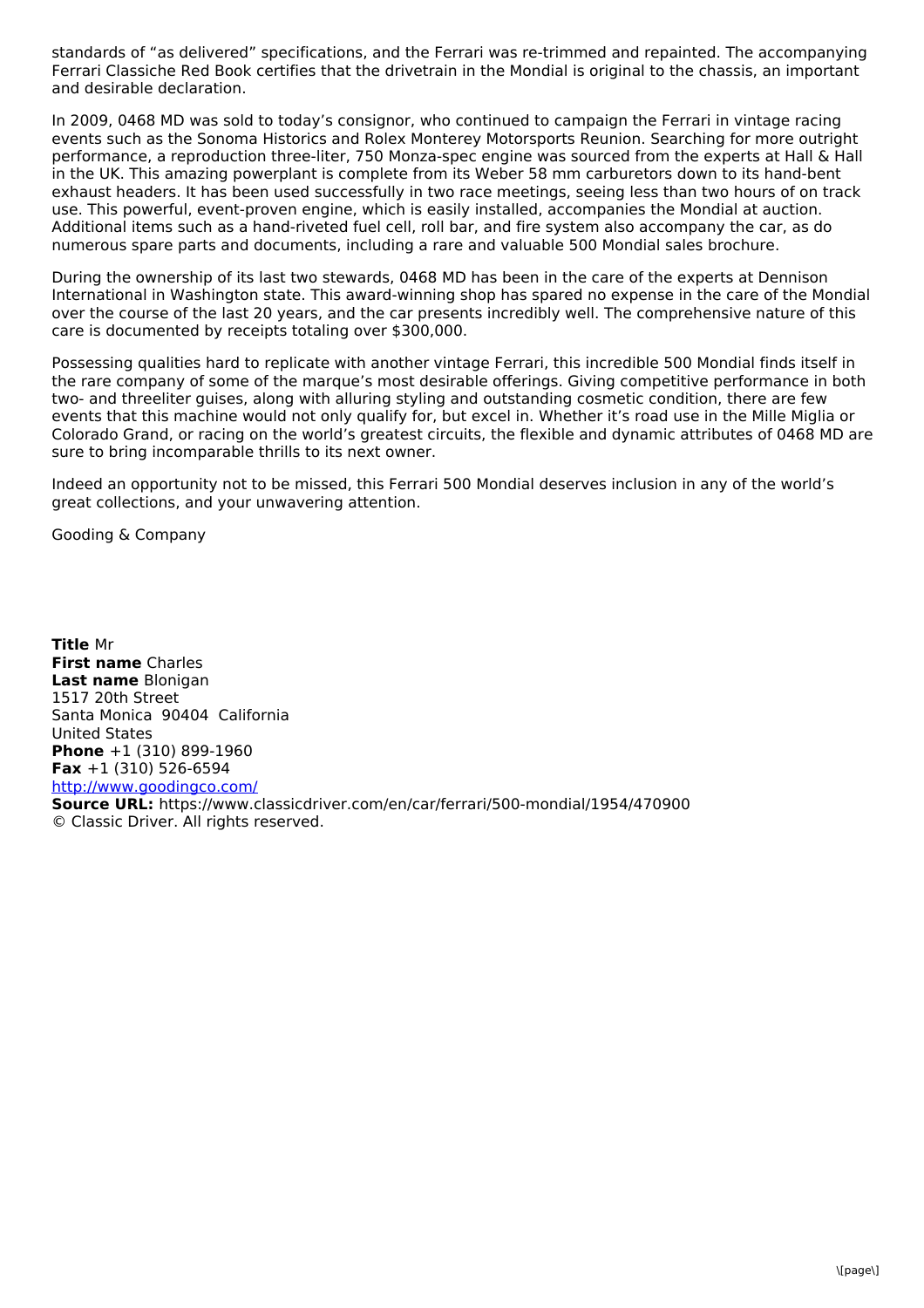standards of "as delivered" specifications, and the Ferrari was re-trimmed and repainted. The accompanying Ferrari Classiche Red Book certifies that the drivetrain in the Mondial is original to the chassis, an important and desirable declaration.

In 2009, 0468 MD was sold to today's consignor, who continued to campaign the Ferrari in vintage racing events such as the Sonoma Historics and Rolex Monterey Motorsports Reunion. Searching for more outright performance, a reproduction three-liter, 750 Monza-spec engine was sourced from the experts at Hall & Hall in the UK. This amazing powerplant is complete from its Weber 58 mm carburetors down to its hand-bent exhaust headers. It has been used successfully in two race meetings, seeing less than two hours of on track use. This powerful, event-proven engine, which is easily installed, accompanies the Mondial at auction. Additional items such as a hand-riveted fuel cell, roll bar, and fire system also accompany the car, as do numerous spare parts and documents, including a rare and valuable 500 Mondial sales brochure.

During the ownership of its last two stewards, 0468 MD has been in the care of the experts at Dennison International in Washington state. This award-winning shop has spared no expense in the care of the Mondial over the course of the last 20 years, and the car presents incredibly well. The comprehensive nature of this care is documented by receipts totaling over $300,000.

Possessing qualities hard to replicate with another vintage Ferrari, this incredible 500 Mondial finds itself in the rare company of some of the marque's most desirable offerings. Giving competitive performance in both two- and threeliter guises, along with alluring styling and outstanding cosmetic condition, there are few events that this machine would not only qualify for, but excel in. Whether it's road use in the Mille Miglia or Colorado Grand, or racing on the world's greatest circuits, the flexible and dynamic attributes of 0468 MD are sure to bring incomparable thrills to its next owner.

Indeed an opportunity not to be missed, this Ferrari 500 Mondial deserves inclusion in any of the world's great collections, and your unwavering attention.

Gooding & Company

**Title** Mr
**First name** Charles
**Last name** Blonigan
1517 20th Street
Santa Monica 90404 California
United States
**Phone** +1 (310) 899-1960
**Fax** +1 (310) 526-6594
http://www.goodingco.com/
**Source URL:** https://www.classicdriver.com/en/car/ferrari/500-mondial/1954/470900
© Classic Driver. All rights reserved.